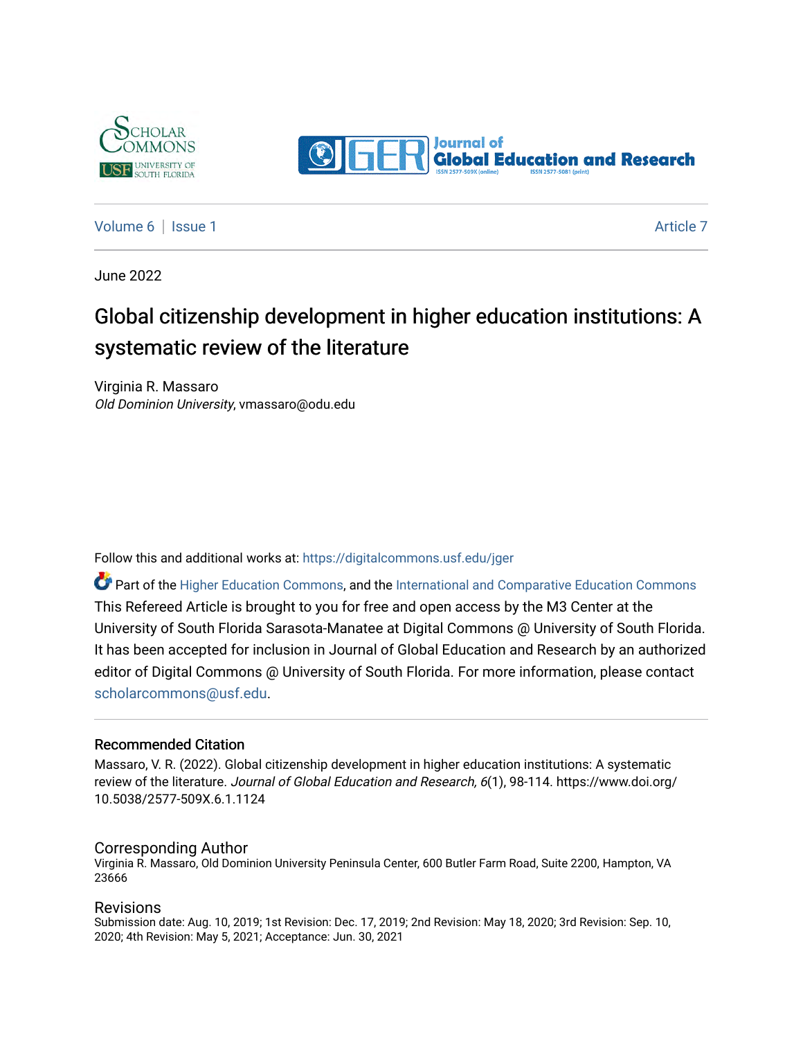Volume 6 | Issue 1 Article 7

June 2022

# Global citizenship development in higher education institutions: A systematic review of the literature

Virginia R. Massaro
*Old Dominion University*, vmassaro@odu.edu

Follow this and additional works at: https://digitalcommons.usf.edu/jger

Part of the Higher Education Commons, and the International and Comparative Education Commons

This Refereed Article is brought to you for free and open access by the M3 Center at the University of South Florida Sarasota-Manatee at Digital Commons @ University of South Florida. It has been accepted for inclusion in Journal of Global Education and Research by an authorized editor of Digital Commons @ University of South Florida. For more information, please contact scholarcommons@usf.edu.

## Recommended Citation

Massaro, V. R. (2022). Global citizenship development in higher education institutions: A systematic review of the literature. *Journal of Global Education and Research, 6*(1), 98-114. https://www.doi.org/10.5038/2577-509X.6.1.1124

## Corresponding Author

Virginia R. Massaro, Old Dominion University Peninsula Center, 600 Butler Farm Road, Suite 2200, Hampton, VA 23666

## Revisions

Submission date: Aug. 10, 2019; 1st Revision: Dec. 17, 2019; 2nd Revision: May 18, 2020; 3rd Revision: Sep. 10, 2020; 4th Revision: May 5, 2021; Acceptance: Jun. 30, 2021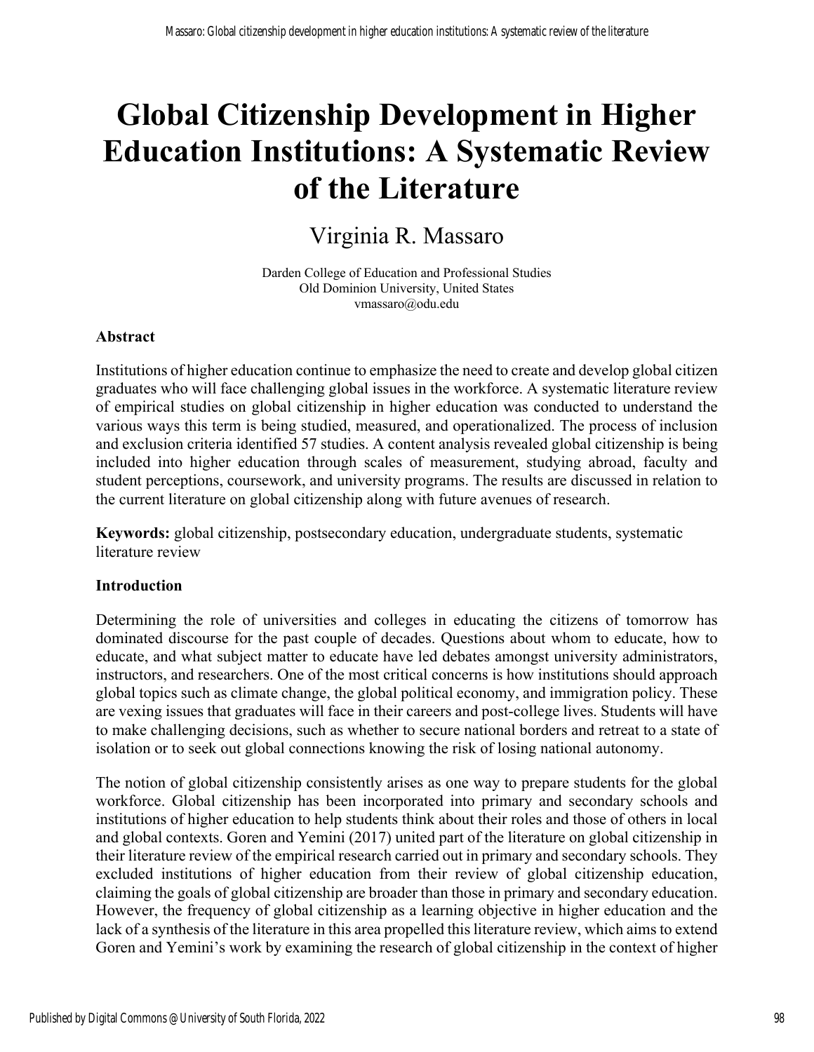# Global Citizenship Development in Higher Education Institutions: A Systematic Review of the Literature

Virginia R. Massaro

Darden College of Education and Professional Studies
Old Dominion University, United States
vmassaro@odu.edu

**Abstract**

Institutions of higher education continue to emphasize the need to create and develop global citizen graduates who will face challenging global issues in the workforce. A systematic literature review of empirical studies on global citizenship in higher education was conducted to understand the various ways this term is being studied, measured, and operationalized. The process of inclusion and exclusion criteria identified 57 studies. A content analysis revealed global citizenship is being included into higher education through scales of measurement, studying abroad, faculty and student perceptions, coursework, and university programs. The results are discussed in relation to the current literature on global citizenship along with future avenues of research.

**Keywords:** global citizenship, postsecondary education, undergraduate students, systematic literature review

**Introduction**

Determining the role of universities and colleges in educating the citizens of tomorrow has dominated discourse for the past couple of decades. Questions about whom to educate, how to educate, and what subject matter to educate have led debates amongst university administrators, instructors, and researchers. One of the most critical concerns is how institutions should approach global topics such as climate change, the global political economy, and immigration policy. These are vexing issues that graduates will face in their careers and post-college lives. Students will have to make challenging decisions, such as whether to secure national borders and retreat to a state of isolation or to seek out global connections knowing the risk of losing national autonomy.

The notion of global citizenship consistently arises as one way to prepare students for the global workforce. Global citizenship has been incorporated into primary and secondary schools and institutions of higher education to help students think about their roles and those of others in local and global contexts. Goren and Yemini (2017) united part of the literature on global citizenship in their literature review of the empirical research carried out in primary and secondary schools. They excluded institutions of higher education from their review of global citizenship education, claiming the goals of global citizenship are broader than those in primary and secondary education. However, the frequency of global citizenship as a learning objective in higher education and the lack of a synthesis of the literature in this area propelled this literature review, which aims to extend Goren and Yemini's work by examining the research of global citizenship in the context of higher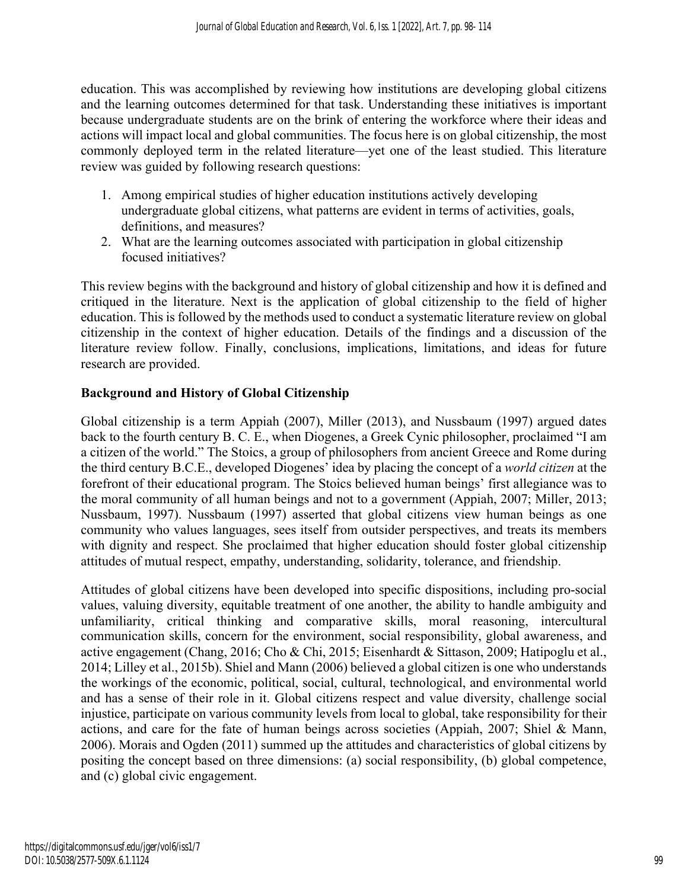education. This was accomplished by reviewing how institutions are developing global citizens and the learning outcomes determined for that task. Understanding these initiatives is important because undergraduate students are on the brink of entering the workforce where their ideas and actions will impact local and global communities. The focus here is on global citizenship, the most commonly deployed term in the related literature—yet one of the least studied. This literature review was guided by following research questions:

1. Among empirical studies of higher education institutions actively developing undergraduate global citizens, what patterns are evident in terms of activities, goals, definitions, and measures?
2. What are the learning outcomes associated with participation in global citizenship focused initiatives?

This review begins with the background and history of global citizenship and how it is defined and critiqued in the literature. Next is the application of global citizenship to the field of higher education. This is followed by the methods used to conduct a systematic literature review on global citizenship in the context of higher education. Details of the findings and a discussion of the literature review follow. Finally, conclusions, implications, limitations, and ideas for future research are provided.

## Background and History of Global Citizenship

Global citizenship is a term Appiah (2007), Miller (2013), and Nussbaum (1997) argued dates back to the fourth century B. C. E., when Diogenes, a Greek Cynic philosopher, proclaimed "I am a citizen of the world." The Stoics, a group of philosophers from ancient Greece and Rome during the third century B.C.E., developed Diogenes' idea by placing the concept of a *world citizen* at the forefront of their educational program. The Stoics believed human beings' first allegiance was to the moral community of all human beings and not to a government (Appiah, 2007; Miller, 2013; Nussbaum, 1997). Nussbaum (1997) asserted that global citizens view human beings as one community who values languages, sees itself from outsider perspectives, and treats its members with dignity and respect. She proclaimed that higher education should foster global citizenship attitudes of mutual respect, empathy, understanding, solidarity, tolerance, and friendship.

Attitudes of global citizens have been developed into specific dispositions, including pro-social values, valuing diversity, equitable treatment of one another, the ability to handle ambiguity and unfamiliarity, critical thinking and comparative skills, moral reasoning, intercultural communication skills, concern for the environment, social responsibility, global awareness, and active engagement (Chang, 2016; Cho & Chi, 2015; Eisenhardt & Sittason, 2009; Hatipoglu et al., 2014; Lilley et al., 2015b). Shiel and Mann (2006) believed a global citizen is one who understands the workings of the economic, political, social, cultural, technological, and environmental world and has a sense of their role in it. Global citizens respect and value diversity, challenge social injustice, participate on various community levels from local to global, take responsibility for their actions, and care for the fate of human beings across societies (Appiah, 2007; Shiel & Mann, 2006). Morais and Ogden (2011) summed up the attitudes and characteristics of global citizens by positing the concept based on three dimensions: (a) social responsibility, (b) global competence, and (c) global civic engagement.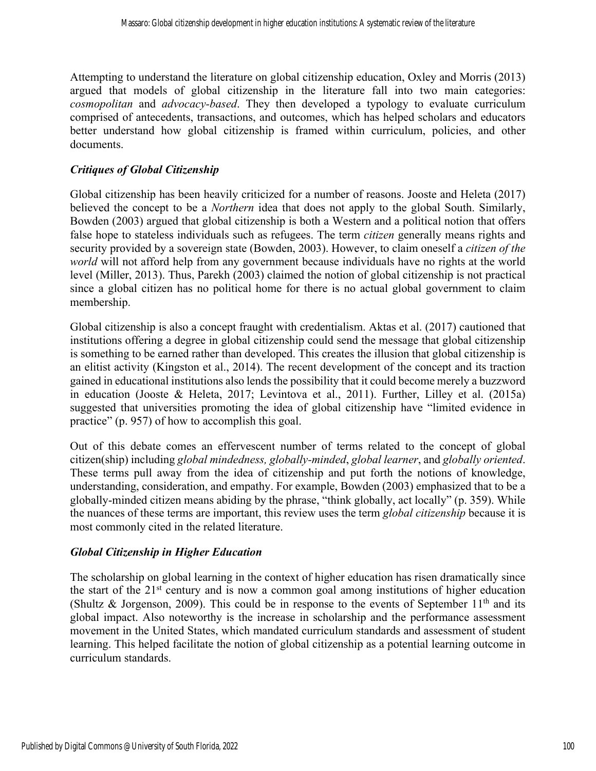Attempting to understand the literature on global citizenship education, Oxley and Morris (2013) argued that models of global citizenship in the literature fall into two main categories: *cosmopolitan* and *advocacy-based*. They then developed a typology to evaluate curriculum comprised of antecedents, transactions, and outcomes, which has helped scholars and educators better understand how global citizenship is framed within curriculum, policies, and other documents.

### *Critiques of Global Citizenship*

Global citizenship has been heavily criticized for a number of reasons. Jooste and Heleta (2017) believed the concept to be a *Northern* idea that does not apply to the global South. Similarly, Bowden (2003) argued that global citizenship is both a Western and a political notion that offers false hope to stateless individuals such as refugees. The term *citizen* generally means rights and security provided by a sovereign state (Bowden, 2003). However, to claim oneself a *citizen of the world* will not afford help from any government because individuals have no rights at the world level (Miller, 2013). Thus, Parekh (2003) claimed the notion of global citizenship is not practical since a global citizen has no political home for there is no actual global government to claim membership.

Global citizenship is also a concept fraught with credentialism. Aktas et al. (2017) cautioned that institutions offering a degree in global citizenship could send the message that global citizenship is something to be earned rather than developed. This creates the illusion that global citizenship is an elitist activity (Kingston et al., 2014). The recent development of the concept and its traction gained in educational institutions also lends the possibility that it could become merely a buzzword in education (Jooste & Heleta, 2017; Levintova et al., 2011). Further, Lilley et al. (2015a) suggested that universities promoting the idea of global citizenship have "limited evidence in practice" (p. 957) of how to accomplish this goal.

Out of this debate comes an effervescent number of terms related to the concept of global citizen(ship) including *global mindedness, globally-minded*, *global learner*, and *globally oriented*. These terms pull away from the idea of citizenship and put forth the notions of knowledge, understanding, consideration, and empathy. For example, Bowden (2003) emphasized that to be a globally-minded citizen means abiding by the phrase, "think globally, act locally" (p. 359). While the nuances of these terms are important, this review uses the term *global citizenship* because it is most commonly cited in the related literature.

### *Global Citizenship in Higher Education*

The scholarship on global learning in the context of higher education has risen dramatically since the start of the 21st century and is now a common goal among institutions of higher education (Shultz & Jorgenson, 2009). This could be in response to the events of September 11th and its global impact. Also noteworthy is the increase in scholarship and the performance assessment movement in the United States, which mandated curriculum standards and assessment of student learning. This helped facilitate the notion of global citizenship as a potential learning outcome in curriculum standards.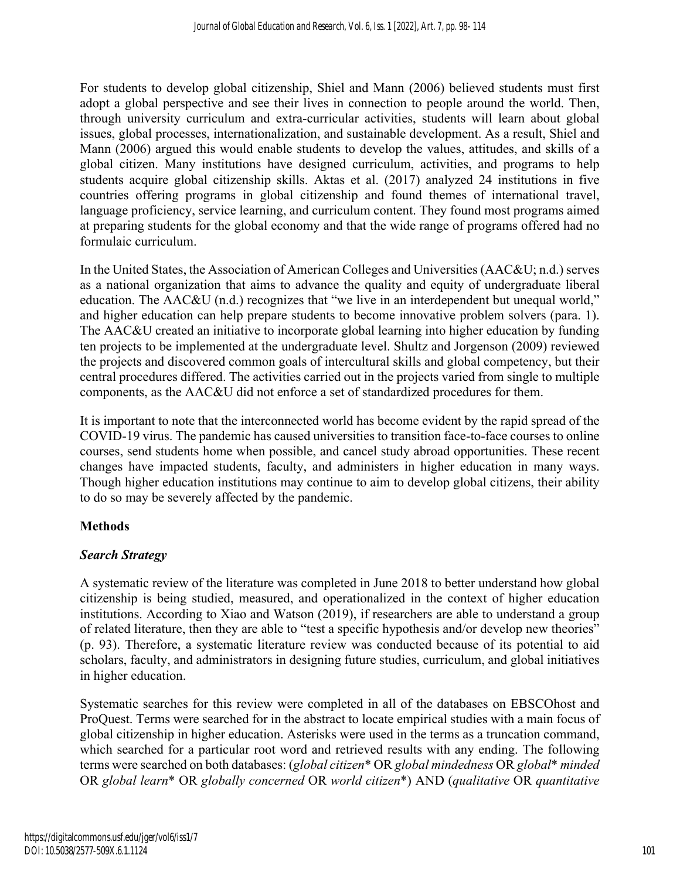For students to develop global citizenship, Shiel and Mann (2006) believed students must first adopt a global perspective and see their lives in connection to people around the world. Then, through university curriculum and extra-curricular activities, students will learn about global issues, global processes, internationalization, and sustainable development. As a result, Shiel and Mann (2006) argued this would enable students to develop the values, attitudes, and skills of a global citizen. Many institutions have designed curriculum, activities, and programs to help students acquire global citizenship skills. Aktas et al. (2017) analyzed 24 institutions in five countries offering programs in global citizenship and found themes of international travel, language proficiency, service learning, and curriculum content. They found most programs aimed at preparing students for the global economy and that the wide range of programs offered had no formulaic curriculum.

In the United States, the Association of American Colleges and Universities (AAC&U; n.d.) serves as a national organization that aims to advance the quality and equity of undergraduate liberal education. The AAC&U (n.d.) recognizes that "we live in an interdependent but unequal world," and higher education can help prepare students to become innovative problem solvers (para. 1). The AAC&U created an initiative to incorporate global learning into higher education by funding ten projects to be implemented at the undergraduate level. Shultz and Jorgenson (2009) reviewed the projects and discovered common goals of intercultural skills and global competency, but their central procedures differed. The activities carried out in the projects varied from single to multiple components, as the AAC&U did not enforce a set of standardized procedures for them.

It is important to note that the interconnected world has become evident by the rapid spread of the COVID-19 virus. The pandemic has caused universities to transition face-to-face courses to online courses, send students home when possible, and cancel study abroad opportunities. These recent changes have impacted students, faculty, and administers in higher education in many ways. Though higher education institutions may continue to aim to develop global citizens, their ability to do so may be severely affected by the pandemic.

## Methods

### *Search Strategy*

A systematic review of the literature was completed in June 2018 to better understand how global citizenship is being studied, measured, and operationalized in the context of higher education institutions. According to Xiao and Watson (2019), if researchers are able to understand a group of related literature, then they are able to "test a specific hypothesis and/or develop new theories" (p. 93). Therefore, a systematic literature review was conducted because of its potential to aid scholars, faculty, and administrators in designing future studies, curriculum, and global initiatives in higher education.

Systematic searches for this review were completed in all of the databases on EBSCOhost and ProQuest. Terms were searched for in the abstract to locate empirical studies with a main focus of global citizenship in higher education. Asterisks were used in the terms as a truncation command, which searched for a particular root word and retrieved results with any ending. The following terms were searched on both databases: (*global citizen\** OR *global mindedness* OR *global\* minded* OR *global learn\** OR *globally concerned* OR *world citizen\**) AND (*qualitative* OR *quantitative*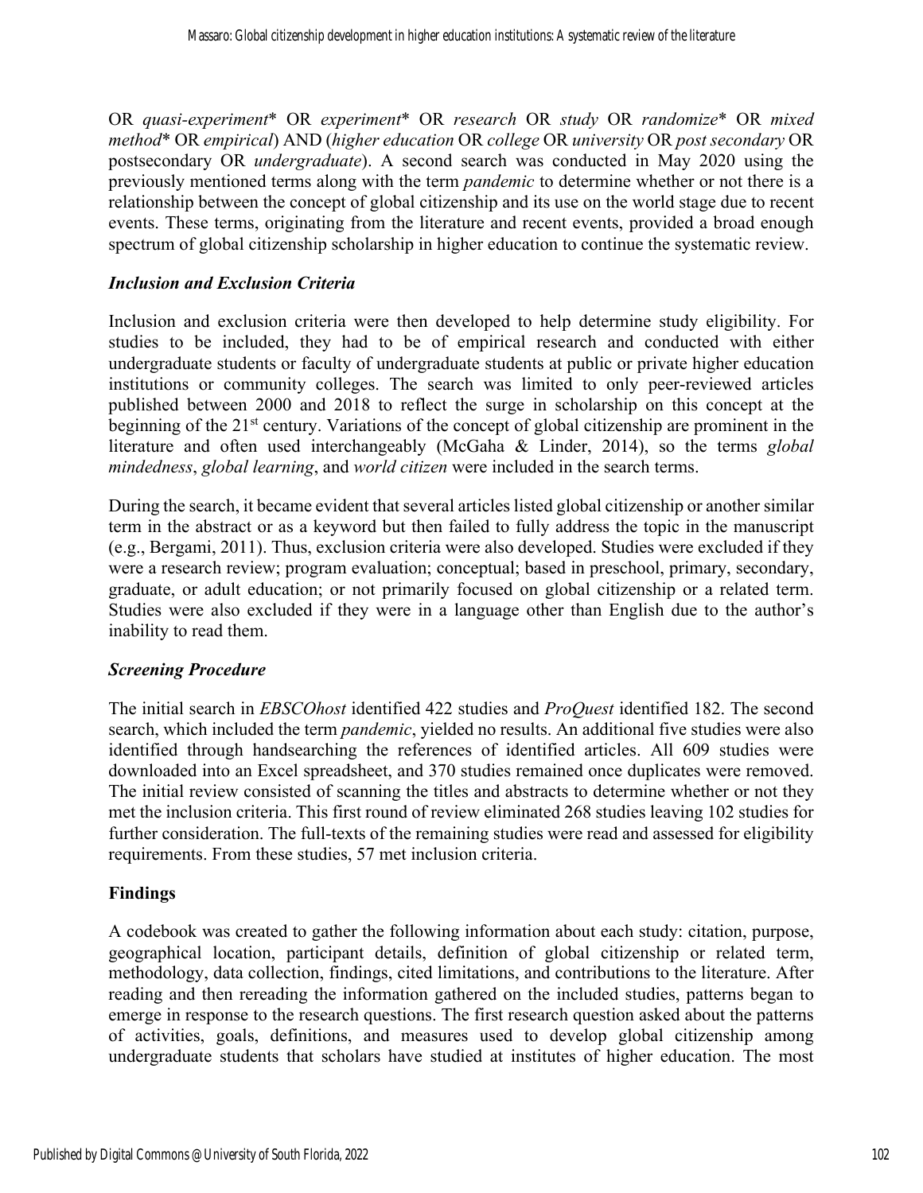OR *quasi-experiment** OR *experiment** OR *research* OR *study* OR *randomize** OR *mixed method** OR *empirical*) AND (*higher education* OR *college* OR *university* OR *post secondary* OR postsecondary OR *undergraduate*). A second search was conducted in May 2020 using the previously mentioned terms along with the term *pandemic* to determine whether or not there is a relationship between the concept of global citizenship and its use on the world stage due to recent events. These terms, originating from the literature and recent events, provided a broad enough spectrum of global citizenship scholarship in higher education to continue the systematic review.

### *Inclusion and Exclusion Criteria*

Inclusion and exclusion criteria were then developed to help determine study eligibility. For studies to be included, they had to be of empirical research and conducted with either undergraduate students or faculty of undergraduate students at public or private higher education institutions or community colleges. The search was limited to only peer-reviewed articles published between 2000 and 2018 to reflect the surge in scholarship on this concept at the beginning of the 21st century. Variations of the concept of global citizenship are prominent in the literature and often used interchangeably (McGaha & Linder, 2014), so the terms *global mindedness*, *global learning*, and *world citizen* were included in the search terms.

During the search, it became evident that several articles listed global citizenship or another similar term in the abstract or as a keyword but then failed to fully address the topic in the manuscript (e.g., Bergami, 2011). Thus, exclusion criteria were also developed. Studies were excluded if they were a research review; program evaluation; conceptual; based in preschool, primary, secondary, graduate, or adult education; or not primarily focused on global citizenship or a related term. Studies were also excluded if they were in a language other than English due to the author's inability to read them.

### *Screening Procedure*

The initial search in *EBSCOhost* identified 422 studies and *ProQuest* identified 182. The second search, which included the term *pandemic*, yielded no results. An additional five studies were also identified through handsearching the references of identified articles. All 609 studies were downloaded into an Excel spreadsheet, and 370 studies remained once duplicates were removed. The initial review consisted of scanning the titles and abstracts to determine whether or not they met the inclusion criteria. This first round of review eliminated 268 studies leaving 102 studies for further consideration. The full-texts of the remaining studies were read and assessed for eligibility requirements. From these studies, 57 met inclusion criteria.

## **Findings**

A codebook was created to gather the following information about each study: citation, purpose, geographical location, participant details, definition of global citizenship or related term, methodology, data collection, findings, cited limitations, and contributions to the literature. After reading and then rereading the information gathered on the included studies, patterns began to emerge in response to the research questions. The first research question asked about the patterns of activities, goals, definitions, and measures used to develop global citizenship among undergraduate students that scholars have studied at institutes of higher education. The most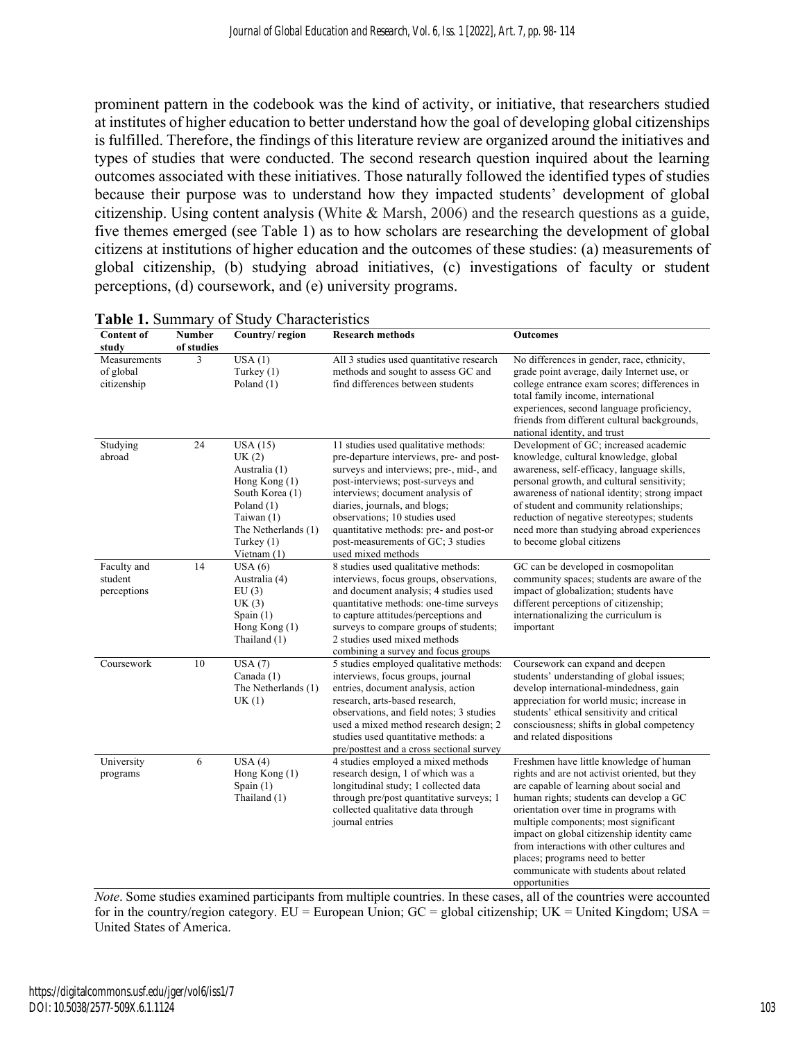prominent pattern in the codebook was the kind of activity, or initiative, that researchers studied at institutes of higher education to better understand how the goal of developing global citizenships is fulfilled. Therefore, the findings of this literature review are organized around the initiatives and types of studies that were conducted. The second research question inquired about the learning outcomes associated with these initiatives. Those naturally followed the identified types of studies because their purpose was to understand how they impacted students' development of global citizenship. Using content analysis (White & Marsh, 2006) and the research questions as a guide, five themes emerged (see Table 1) as to how scholars are researching the development of global citizens at institutions of higher education and the outcomes of these studies: (a) measurements of global citizenship, (b) studying abroad initiatives, (c) investigations of faculty or student perceptions, (d) coursework, and (e) university programs.

**Table 1.** Summary of Study Characteristics

| Content of study | Number of studies | Country/ region | Research methods | Outcomes |
|---|---|---|---|---|
| Measurements of global citizenship | 3 | USA (1) Turkey (1) Poland (1) | All 3 studies used quantitative research methods and sought to assess GC and find differences between students | No differences in gender, race, ethnicity, grade point average, daily Internet use, or college entrance exam scores; differences in total family income, international experiences, second language proficiency, friends from different cultural backgrounds, national identity, and trust |
| Studying abroad | 24 | USA (15) UK (2) Australia (1) Hong Kong (1) South Korea (1) Poland (1) Taiwan (1) The Netherlands (1) Turkey (1) Vietnam (1) | 11 studies used qualitative methods: pre-departure interviews, pre- and post-surveys and interviews; pre-, mid-, and post-interviews; post-surveys and interviews; document analysis of diaries, journals, and blogs; observations; 10 studies used quantitative methods: pre- and post-or post-measurements of GC; 3 studies used mixed methods | Development of GC; increased academic knowledge, cultural knowledge, global awareness, self-efficacy, language skills, personal growth, and cultural sensitivity; awareness of national identity; strong impact of student and community relationships; reduction of negative stereotypes; students need more than studying abroad experiences to become global citizens |
| Faculty and student perceptions | 14 | USA (6) Australia (4) EU (3) UK (3) Spain (1) Hong Kong (1) Thailand (1) | 8 studies used qualitative methods: interviews, focus groups, observations, and document analysis; 4 studies used quantitative methods: one-time surveys to capture attitudes/perceptions and surveys to compare groups of students; 2 studies used mixed methods combining a survey and focus groups | GC can be developed in cosmopolitan community spaces; students are aware of the impact of globalization; students have different perceptions of citizenship; internationalizing the curriculum is important |
| Coursework | 10 | USA (7) Canada (1) The Netherlands (1) UK (1) | 5 studies employed qualitative methods: interviews, focus groups, journal entries, document analysis, action research, arts-based research, observations, and field notes; 3 studies used a mixed method research design; 2 studies used quantitative methods: a pre/posttest and a cross sectional survey | Coursework can expand and deepen students' understanding of global issues; develop international-mindedness, gain appreciation for world music; increase in students' ethical sensitivity and critical consciousness; shifts in global competency and related dispositions |
| University programs | 6 | USA (4) Hong Kong (1) Spain (1) Thailand (1) | 4 studies employed a mixed methods research design, 1 of which was a longitudinal study; 1 collected data through pre/post quantitative surveys; 1 collected qualitative data through journal entries | Freshmen have little knowledge of human rights and are not activist oriented, but they are capable of learning about social and human rights; students can develop a GC orientation over time in programs with multiple components; most significant impact on global citizenship identity came from interactions with other cultures and places; programs need to better communicate with students about related opportunities |

*Note*. Some studies examined participants from multiple countries. In these cases, all of the countries were accounted for in the country/region category. EU = European Union; GC = global citizenship; UK = United Kingdom; USA = United States of America.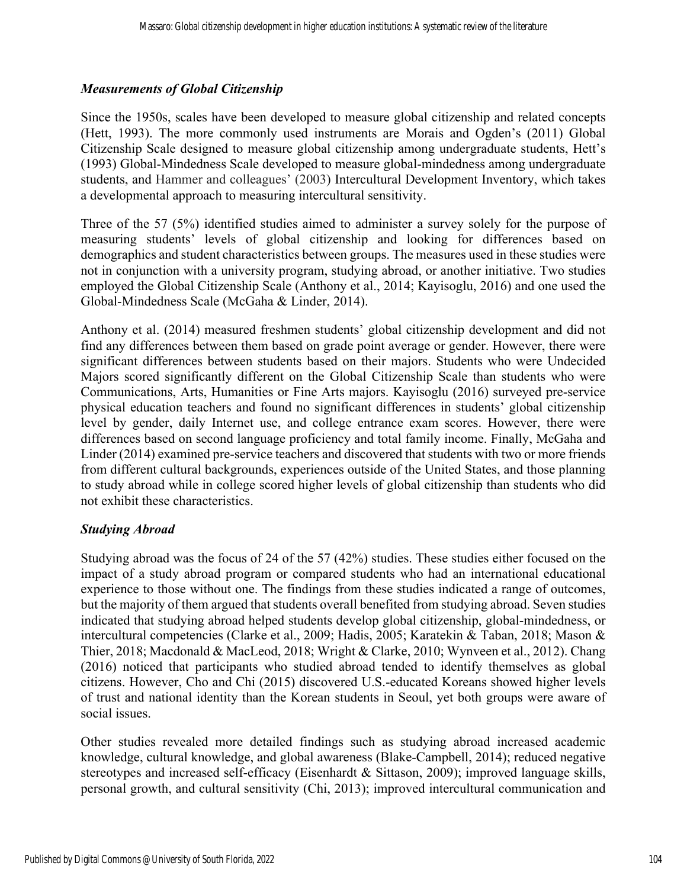### *Measurements of Global Citizenship*

Since the 1950s, scales have been developed to measure global citizenship and related concepts (Hett, 1993). The more commonly used instruments are Morais and Ogden's (2011) Global Citizenship Scale designed to measure global citizenship among undergraduate students, Hett's (1993) Global-Mindedness Scale developed to measure global-mindedness among undergraduate students, and Hammer and colleagues' (2003) Intercultural Development Inventory, which takes a developmental approach to measuring intercultural sensitivity.

Three of the 57 (5%) identified studies aimed to administer a survey solely for the purpose of measuring students' levels of global citizenship and looking for differences based on demographics and student characteristics between groups. The measures used in these studies were not in conjunction with a university program, studying abroad, or another initiative. Two studies employed the Global Citizenship Scale (Anthony et al., 2014; Kayisoglu, 2016) and one used the Global-Mindedness Scale (McGaha & Linder, 2014).

Anthony et al. (2014) measured freshmen students' global citizenship development and did not find any differences between them based on grade point average or gender. However, there were significant differences between students based on their majors. Students who were Undecided Majors scored significantly different on the Global Citizenship Scale than students who were Communications, Arts, Humanities or Fine Arts majors. Kayisoglu (2016) surveyed pre-service physical education teachers and found no significant differences in students' global citizenship level by gender, daily Internet use, and college entrance exam scores. However, there were differences based on second language proficiency and total family income. Finally, McGaha and Linder (2014) examined pre-service teachers and discovered that students with two or more friends from different cultural backgrounds, experiences outside of the United States, and those planning to study abroad while in college scored higher levels of global citizenship than students who did not exhibit these characteristics.

### *Studying Abroad*

Studying abroad was the focus of 24 of the 57 (42%) studies. These studies either focused on the impact of a study abroad program or compared students who had an international educational experience to those without one. The findings from these studies indicated a range of outcomes, but the majority of them argued that students overall benefited from studying abroad. Seven studies indicated that studying abroad helped students develop global citizenship, global-mindedness, or intercultural competencies (Clarke et al., 2009; Hadis, 2005; Karatekin & Taban, 2018; Mason & Thier, 2018; Macdonald & MacLeod, 2018; Wright & Clarke, 2010; Wynveen et al., 2012). Chang (2016) noticed that participants who studied abroad tended to identify themselves as global citizens. However, Cho and Chi (2015) discovered U.S.-educated Koreans showed higher levels of trust and national identity than the Korean students in Seoul, yet both groups were aware of social issues.

Other studies revealed more detailed findings such as studying abroad increased academic knowledge, cultural knowledge, and global awareness (Blake-Campbell, 2014); reduced negative stereotypes and increased self-efficacy (Eisenhardt & Sittason, 2009); improved language skills, personal growth, and cultural sensitivity (Chi, 2013); improved intercultural communication and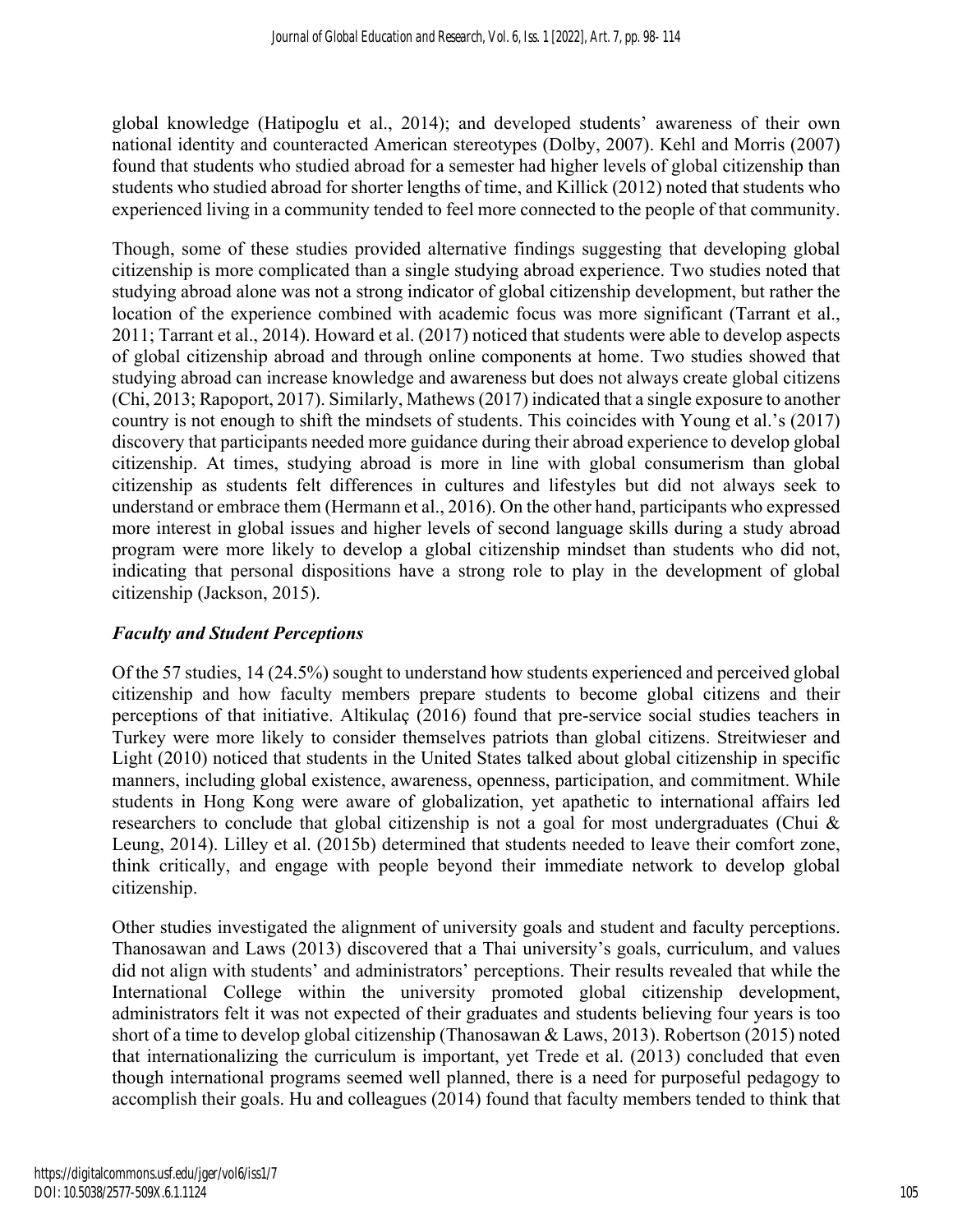global knowledge (Hatipoglu et al., 2014); and developed students' awareness of their own national identity and counteracted American stereotypes (Dolby, 2007). Kehl and Morris (2007) found that students who studied abroad for a semester had higher levels of global citizenship than students who studied abroad for shorter lengths of time, and Killick (2012) noted that students who experienced living in a community tended to feel more connected to the people of that community.

Though, some of these studies provided alternative findings suggesting that developing global citizenship is more complicated than a single studying abroad experience. Two studies noted that studying abroad alone was not a strong indicator of global citizenship development, but rather the location of the experience combined with academic focus was more significant (Tarrant et al., 2011; Tarrant et al., 2014). Howard et al. (2017) noticed that students were able to develop aspects of global citizenship abroad and through online components at home. Two studies showed that studying abroad can increase knowledge and awareness but does not always create global citizens (Chi, 2013; Rapoport, 2017). Similarly, Mathews (2017) indicated that a single exposure to another country is not enough to shift the mindsets of students. This coincides with Young et al.'s (2017) discovery that participants needed more guidance during their abroad experience to develop global citizenship. At times, studying abroad is more in line with global consumerism than global citizenship as students felt differences in cultures and lifestyles but did not always seek to understand or embrace them (Hermann et al., 2016). On the other hand, participants who expressed more interest in global issues and higher levels of second language skills during a study abroad program were more likely to develop a global citizenship mindset than students who did not, indicating that personal dispositions have a strong role to play in the development of global citizenship (Jackson, 2015).

### *Faculty and Student Perceptions*

Of the 57 studies, 14 (24.5%) sought to understand how students experienced and perceived global citizenship and how faculty members prepare students to become global citizens and their perceptions of that initiative. Altikulaç (2016) found that pre-service social studies teachers in Turkey were more likely to consider themselves patriots than global citizens. Streitwieser and Light (2010) noticed that students in the United States talked about global citizenship in specific manners, including global existence, awareness, openness, participation, and commitment. While students in Hong Kong were aware of globalization, yet apathetic to international affairs led researchers to conclude that global citizenship is not a goal for most undergraduates (Chui & Leung, 2014). Lilley et al. (2015b) determined that students needed to leave their comfort zone, think critically, and engage with people beyond their immediate network to develop global citizenship.

Other studies investigated the alignment of university goals and student and faculty perceptions. Thanosawan and Laws (2013) discovered that a Thai university's goals, curriculum, and values did not align with students' and administrators' perceptions. Their results revealed that while the International College within the university promoted global citizenship development, administrators felt it was not expected of their graduates and students believing four years is too short of a time to develop global citizenship (Thanosawan & Laws, 2013). Robertson (2015) noted that internationalizing the curriculum is important, yet Trede et al. (2013) concluded that even though international programs seemed well planned, there is a need for purposeful pedagogy to accomplish their goals. Hu and colleagues (2014) found that faculty members tended to think that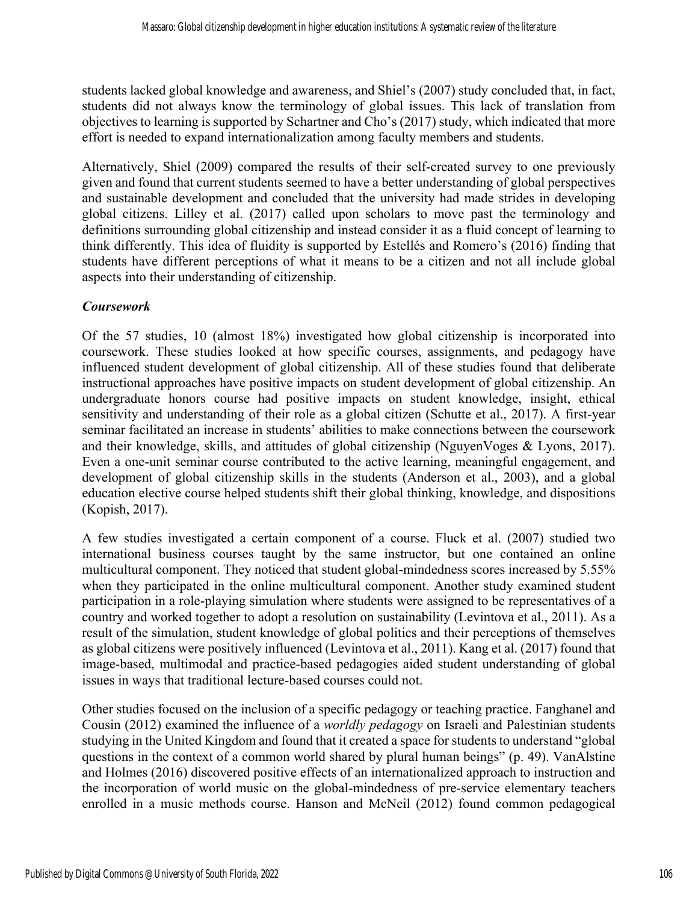students lacked global knowledge and awareness, and Shiel's (2007) study concluded that, in fact, students did not always know the terminology of global issues. This lack of translation from objectives to learning is supported by Schartner and Cho's (2017) study, which indicated that more effort is needed to expand internationalization among faculty members and students.

Alternatively, Shiel (2009) compared the results of their self-created survey to one previously given and found that current students seemed to have a better understanding of global perspectives and sustainable development and concluded that the university had made strides in developing global citizens. Lilley et al. (2017) called upon scholars to move past the terminology and definitions surrounding global citizenship and instead consider it as a fluid concept of learning to think differently. This idea of fluidity is supported by Estellés and Romero's (2016) finding that students have different perceptions of what it means to be a citizen and not all include global aspects into their understanding of citizenship.

### *Coursework*

Of the 57 studies, 10 (almost 18%) investigated how global citizenship is incorporated into coursework. These studies looked at how specific courses, assignments, and pedagogy have influenced student development of global citizenship. All of these studies found that deliberate instructional approaches have positive impacts on student development of global citizenship. An undergraduate honors course had positive impacts on student knowledge, insight, ethical sensitivity and understanding of their role as a global citizen (Schutte et al., 2017). A first-year seminar facilitated an increase in students' abilities to make connections between the coursework and their knowledge, skills, and attitudes of global citizenship (NguyenVoges & Lyons, 2017). Even a one-unit seminar course contributed to the active learning, meaningful engagement, and development of global citizenship skills in the students (Anderson et al., 2003), and a global education elective course helped students shift their global thinking, knowledge, and dispositions (Kopish, 2017).

A few studies investigated a certain component of a course. Fluck et al. (2007) studied two international business courses taught by the same instructor, but one contained an online multicultural component. They noticed that student global-mindedness scores increased by 5.55% when they participated in the online multicultural component. Another study examined student participation in a role-playing simulation where students were assigned to be representatives of a country and worked together to adopt a resolution on sustainability (Levintova et al., 2011). As a result of the simulation, student knowledge of global politics and their perceptions of themselves as global citizens were positively influenced (Levintova et al., 2011). Kang et al. (2017) found that image-based, multimodal and practice-based pedagogies aided student understanding of global issues in ways that traditional lecture-based courses could not.

Other studies focused on the inclusion of a specific pedagogy or teaching practice. Fanghanel and Cousin (2012) examined the influence of a *worldly pedagogy* on Israeli and Palestinian students studying in the United Kingdom and found that it created a space for students to understand "global questions in the context of a common world shared by plural human beings" (p. 49). VanAlstine and Holmes (2016) discovered positive effects of an internationalized approach to instruction and the incorporation of world music on the global-mindedness of pre-service elementary teachers enrolled in a music methods course. Hanson and McNeil (2012) found common pedagogical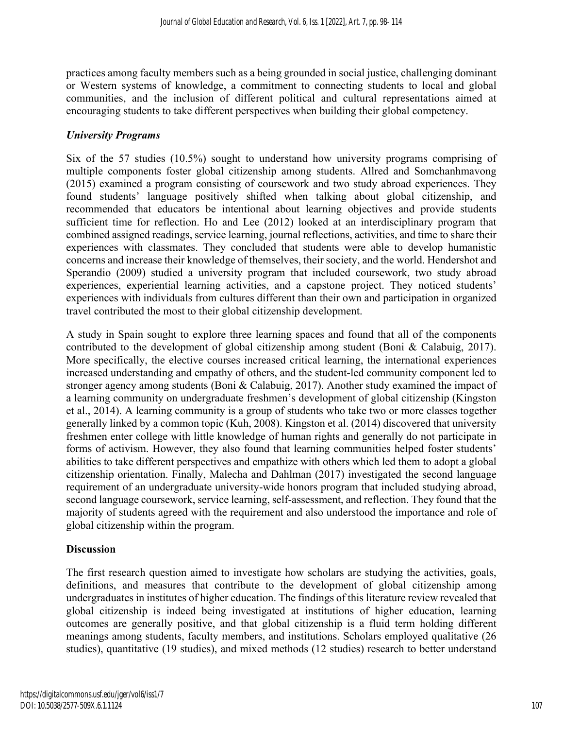practices among faculty members such as a being grounded in social justice, challenging dominant or Western systems of knowledge, a commitment to connecting students to local and global communities, and the inclusion of different political and cultural representations aimed at encouraging students to take different perspectives when building their global competency.

### *University Programs*

Six of the 57 studies (10.5%) sought to understand how university programs comprising of multiple components foster global citizenship among students. Allred and Somchanhmavong (2015) examined a program consisting of coursework and two study abroad experiences. They found students' language positively shifted when talking about global citizenship, and recommended that educators be intentional about learning objectives and provide students sufficient time for reflection. Ho and Lee (2012) looked at an interdisciplinary program that combined assigned readings, service learning, journal reflections, activities, and time to share their experiences with classmates. They concluded that students were able to develop humanistic concerns and increase their knowledge of themselves, their society, and the world. Hendershot and Sperandio (2009) studied a university program that included coursework, two study abroad experiences, experiential learning activities, and a capstone project. They noticed students' experiences with individuals from cultures different than their own and participation in organized travel contributed the most to their global citizenship development.

A study in Spain sought to explore three learning spaces and found that all of the components contributed to the development of global citizenship among student (Boni & Calabuig, 2017). More specifically, the elective courses increased critical learning, the international experiences increased understanding and empathy of others, and the student-led community component led to stronger agency among students (Boni & Calabuig, 2017). Another study examined the impact of a learning community on undergraduate freshmen's development of global citizenship (Kingston et al., 2014). A learning community is a group of students who take two or more classes together generally linked by a common topic (Kuh, 2008). Kingston et al. (2014) discovered that university freshmen enter college with little knowledge of human rights and generally do not participate in forms of activism. However, they also found that learning communities helped foster students' abilities to take different perspectives and empathize with others which led them to adopt a global citizenship orientation. Finally, Malecha and Dahlman (2017) investigated the second language requirement of an undergraduate university-wide honors program that included studying abroad, second language coursework, service learning, self-assessment, and reflection. They found that the majority of students agreed with the requirement and also understood the importance and role of global citizenship within the program.

## **Discussion**

The first research question aimed to investigate how scholars are studying the activities, goals, definitions, and measures that contribute to the development of global citizenship among undergraduates in institutes of higher education. The findings of this literature review revealed that global citizenship is indeed being investigated at institutions of higher education, learning outcomes are generally positive, and that global citizenship is a fluid term holding different meanings among students, faculty members, and institutions. Scholars employed qualitative (26 studies), quantitative (19 studies), and mixed methods (12 studies) research to better understand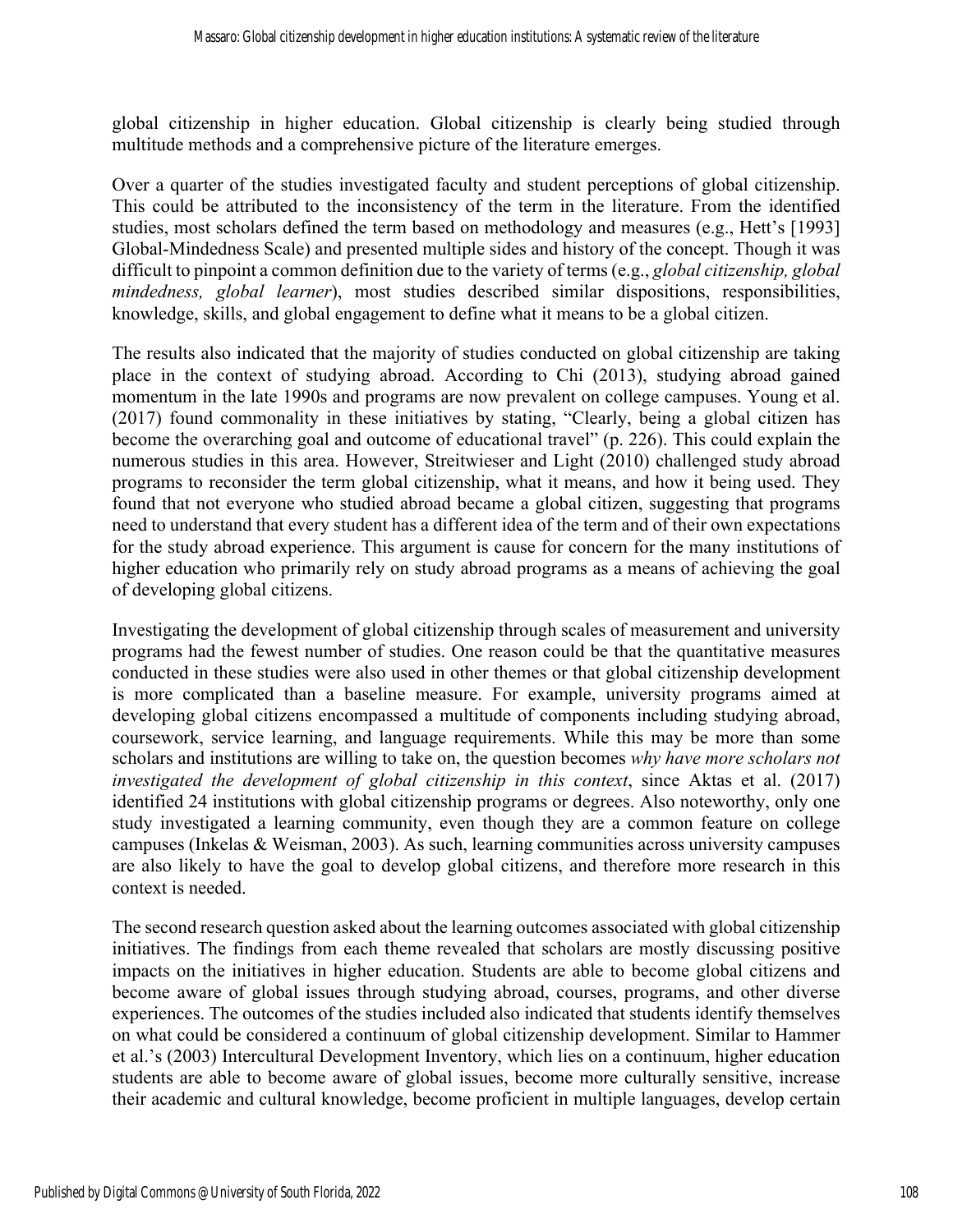global citizenship in higher education. Global citizenship is clearly being studied through multitude methods and a comprehensive picture of the literature emerges.

Over a quarter of the studies investigated faculty and student perceptions of global citizenship. This could be attributed to the inconsistency of the term in the literature. From the identified studies, most scholars defined the term based on methodology and measures (e.g., Hett's [1993] Global-Mindedness Scale) and presented multiple sides and history of the concept. Though it was difficult to pinpoint a common definition due to the variety of terms (e.g., *global citizenship, global mindedness, global learner*), most studies described similar dispositions, responsibilities, knowledge, skills, and global engagement to define what it means to be a global citizen.

The results also indicated that the majority of studies conducted on global citizenship are taking place in the context of studying abroad. According to Chi (2013), studying abroad gained momentum in the late 1990s and programs are now prevalent on college campuses. Young et al. (2017) found commonality in these initiatives by stating, "Clearly, being a global citizen has become the overarching goal and outcome of educational travel" (p. 226). This could explain the numerous studies in this area. However, Streitwieser and Light (2010) challenged study abroad programs to reconsider the term global citizenship, what it means, and how it being used. They found that not everyone who studied abroad became a global citizen, suggesting that programs need to understand that every student has a different idea of the term and of their own expectations for the study abroad experience. This argument is cause for concern for the many institutions of higher education who primarily rely on study abroad programs as a means of achieving the goal of developing global citizens.

Investigating the development of global citizenship through scales of measurement and university programs had the fewest number of studies. One reason could be that the quantitative measures conducted in these studies were also used in other themes or that global citizenship development is more complicated than a baseline measure. For example, university programs aimed at developing global citizens encompassed a multitude of components including studying abroad, coursework, service learning, and language requirements. While this may be more than some scholars and institutions are willing to take on, the question becomes *why have more scholars not investigated the development of global citizenship in this context*, since Aktas et al. (2017) identified 24 institutions with global citizenship programs or degrees. Also noteworthy, only one study investigated a learning community, even though they are a common feature on college campuses (Inkelas & Weisman, 2003). As such, learning communities across university campuses are also likely to have the goal to develop global citizens, and therefore more research in this context is needed.

The second research question asked about the learning outcomes associated with global citizenship initiatives. The findings from each theme revealed that scholars are mostly discussing positive impacts on the initiatives in higher education. Students are able to become global citizens and become aware of global issues through studying abroad, courses, programs, and other diverse experiences. The outcomes of the studies included also indicated that students identify themselves on what could be considered a continuum of global citizenship development. Similar to Hammer et al.'s (2003) Intercultural Development Inventory, which lies on a continuum, higher education students are able to become aware of global issues, become more culturally sensitive, increase their academic and cultural knowledge, become proficient in multiple languages, develop certain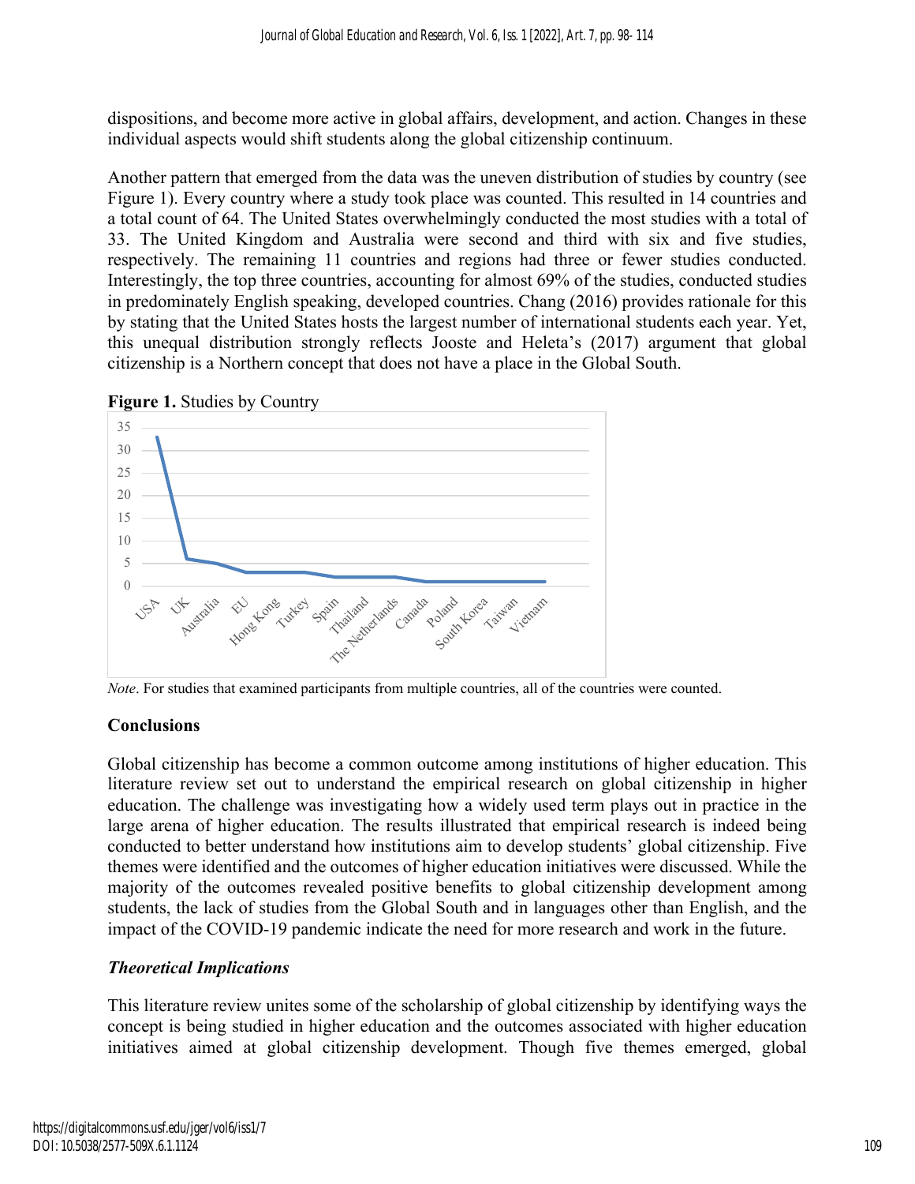dispositions, and become more active in global affairs, development, and action. Changes in these individual aspects would shift students along the global citizenship continuum.

Another pattern that emerged from the data was the uneven distribution of studies by country (see Figure 1). Every country where a study took place was counted. This resulted in 14 countries and a total count of 64. The United States overwhelmingly conducted the most studies with a total of 33. The United Kingdom and Australia were second and third with six and five studies, respectively. The remaining 11 countries and regions had three or fewer studies conducted. Interestingly, the top three countries, accounting for almost 69% of the studies, conducted studies in predominately English speaking, developed countries. Chang (2016) provides rationale for this by stating that the United States hosts the largest number of international students each year. Yet, this unequal distribution strongly reflects Jooste and Heleta's (2017) argument that global citizenship is a Northern concept that does not have a place in the Global South.

**Figure 1.** Studies by Country

*Note*. For studies that examined participants from multiple countries, all of the countries were counted.

## Conclusions

Global citizenship has become a common outcome among institutions of higher education. This literature review set out to understand the empirical research on global citizenship in higher education. The challenge was investigating how a widely used term plays out in practice in the large arena of higher education. The results illustrated that empirical research is indeed being conducted to better understand how institutions aim to develop students' global citizenship. Five themes were identified and the outcomes of higher education initiatives were discussed. While the majority of the outcomes revealed positive benefits to global citizenship development among students, the lack of studies from the Global South and in languages other than English, and the impact of the COVID-19 pandemic indicate the need for more research and work in the future.

### *Theoretical Implications*

This literature review unites some of the scholarship of global citizenship by identifying ways the concept is being studied in higher education and the outcomes associated with higher education initiatives aimed at global citizenship development. Though five themes emerged, global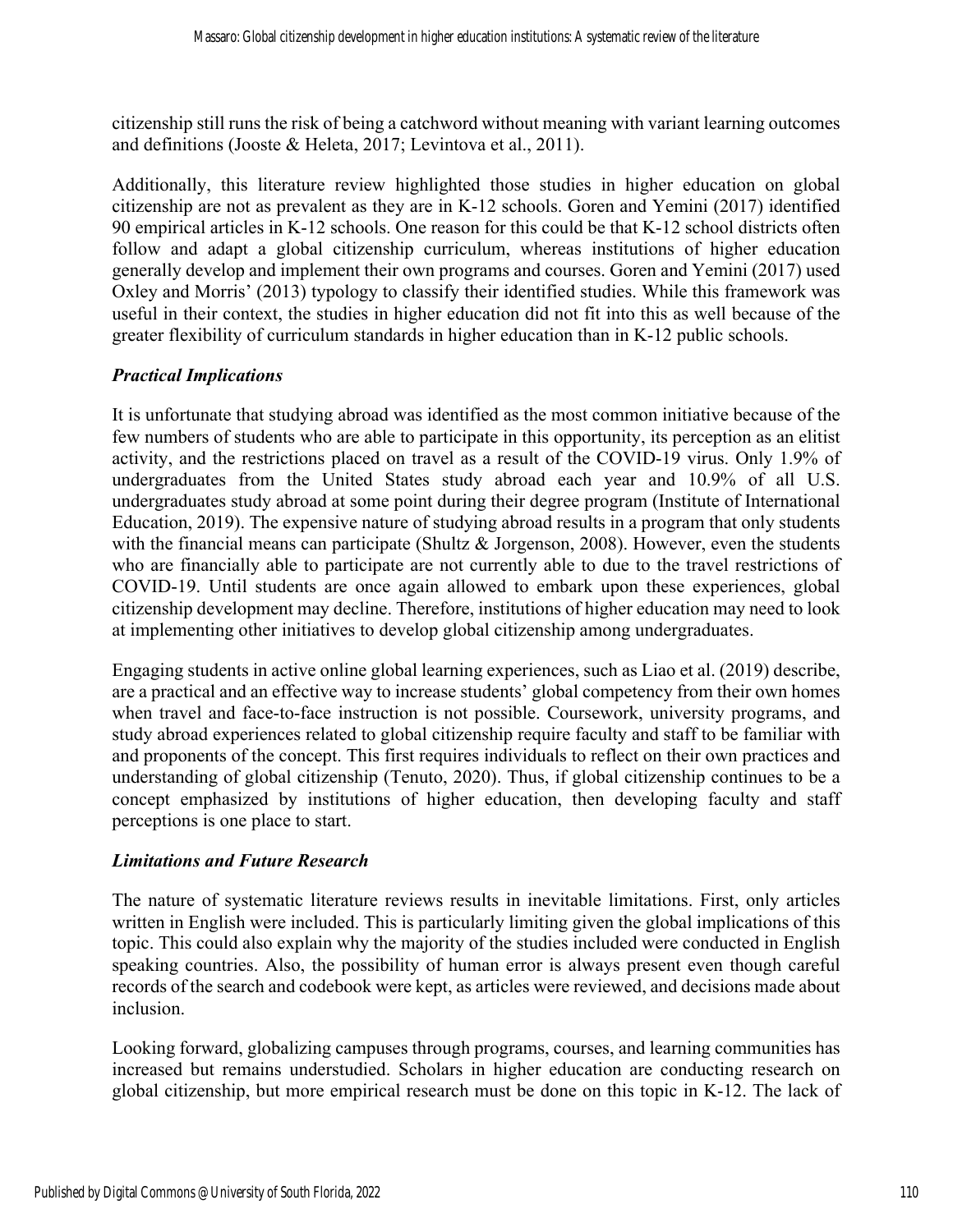citizenship still runs the risk of being a catchword without meaning with variant learning outcomes and definitions (Jooste & Heleta, 2017; Levintova et al., 2011).

Additionally, this literature review highlighted those studies in higher education on global citizenship are not as prevalent as they are in K-12 schools. Goren and Yemini (2017) identified 90 empirical articles in K-12 schools. One reason for this could be that K-12 school districts often follow and adapt a global citizenship curriculum, whereas institutions of higher education generally develop and implement their own programs and courses. Goren and Yemini (2017) used Oxley and Morris' (2013) typology to classify their identified studies. While this framework was useful in their context, the studies in higher education did not fit into this as well because of the greater flexibility of curriculum standards in higher education than in K-12 public schools.

### *Practical Implications*

It is unfortunate that studying abroad was identified as the most common initiative because of the few numbers of students who are able to participate in this opportunity, its perception as an elitist activity, and the restrictions placed on travel as a result of the COVID-19 virus. Only 1.9% of undergraduates from the United States study abroad each year and 10.9% of all U.S. undergraduates study abroad at some point during their degree program (Institute of International Education, 2019). The expensive nature of studying abroad results in a program that only students with the financial means can participate (Shultz & Jorgenson, 2008). However, even the students who are financially able to participate are not currently able to due to the travel restrictions of COVID-19. Until students are once again allowed to embark upon these experiences, global citizenship development may decline. Therefore, institutions of higher education may need to look at implementing other initiatives to develop global citizenship among undergraduates.

Engaging students in active online global learning experiences, such as Liao et al. (2019) describe, are a practical and an effective way to increase students' global competency from their own homes when travel and face-to-face instruction is not possible. Coursework, university programs, and study abroad experiences related to global citizenship require faculty and staff to be familiar with and proponents of the concept. This first requires individuals to reflect on their own practices and understanding of global citizenship (Tenuto, 2020). Thus, if global citizenship continues to be a concept emphasized by institutions of higher education, then developing faculty and staff perceptions is one place to start.

### *Limitations and Future Research*

The nature of systematic literature reviews results in inevitable limitations. First, only articles written in English were included. This is particularly limiting given the global implications of this topic. This could also explain why the majority of the studies included were conducted in English speaking countries. Also, the possibility of human error is always present even though careful records of the search and codebook were kept, as articles were reviewed, and decisions made about inclusion.

Looking forward, globalizing campuses through programs, courses, and learning communities has increased but remains understudied. Scholars in higher education are conducting research on global citizenship, but more empirical research must be done on this topic in K-12. The lack of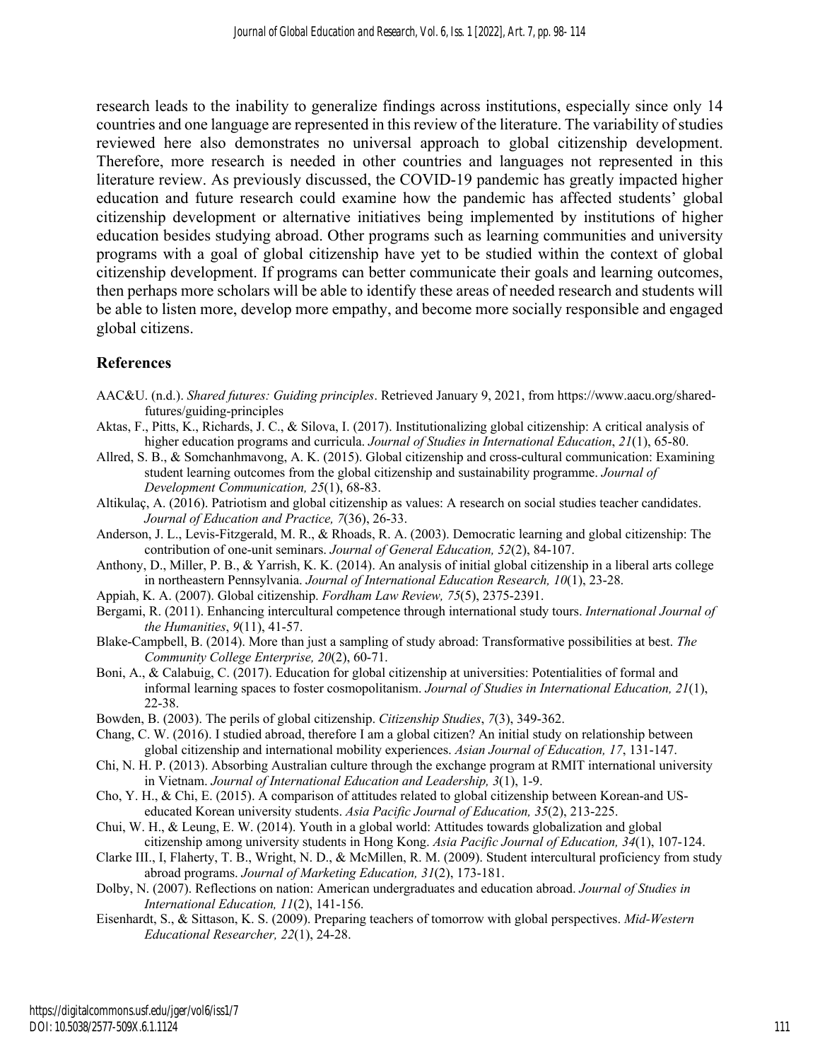research leads to the inability to generalize findings across institutions, especially since only 14 countries and one language are represented in this review of the literature. The variability of studies reviewed here also demonstrates no universal approach to global citizenship development. Therefore, more research is needed in other countries and languages not represented in this literature review. As previously discussed, the COVID-19 pandemic has greatly impacted higher education and future research could examine how the pandemic has affected students' global citizenship development or alternative initiatives being implemented by institutions of higher education besides studying abroad. Other programs such as learning communities and university programs with a goal of global citizenship have yet to be studied within the context of global citizenship development. If programs can better communicate their goals and learning outcomes, then perhaps more scholars will be able to identify these areas of needed research and students will be able to listen more, develop more empathy, and become more socially responsible and engaged global citizens.

## References

AAC&U. (n.d.). *Shared futures: Guiding principles*. Retrieved January 9, 2021, from https://www.aacu.org/shared-futures/guiding-principles

Aktas, F., Pitts, K., Richards, J. C., & Silova, I. (2017). Institutionalizing global citizenship: A critical analysis of higher education programs and curricula. *Journal of Studies in International Education*, *21*(1), 65-80.

Allred, S. B., & Somchanhmavong, A. K. (2015). Global citizenship and cross-cultural communication: Examining student learning outcomes from the global citizenship and sustainability programme. *Journal of Development Communication, 25*(1), 68-83.

Altikulaç, A. (2016). Patriotism and global citizenship as values: A research on social studies teacher candidates. *Journal of Education and Practice, 7*(36), 26-33.

Anderson, J. L., Levis-Fitzgerald, M. R., & Rhoads, R. A. (2003). Democratic learning and global citizenship: The contribution of one-unit seminars. *Journal of General Education, 52*(2), 84-107.

Anthony, D., Miller, P. B., & Yarrish, K. K. (2014). An analysis of initial global citizenship in a liberal arts college in northeastern Pennsylvania. *Journal of International Education Research, 10*(1), 23-28.

Appiah, K. A. (2007). Global citizenship. *Fordham Law Review, 75*(5), 2375-2391.

Bergami, R. (2011). Enhancing intercultural competence through international study tours. *International Journal of the Humanities*, *9*(11), 41-57.

Blake-Campbell, B. (2014). More than just a sampling of study abroad: Transformative possibilities at best. *The Community College Enterprise, 20*(2), 60-71.

Boni, A., & Calabuig, C. (2017). Education for global citizenship at universities: Potentialities of formal and informal learning spaces to foster cosmopolitanism. *Journal of Studies in International Education, 21*(1), 22-38.

Bowden, B. (2003). The perils of global citizenship. *Citizenship Studies*, *7*(3), 349-362.

Chang, C. W. (2016). I studied abroad, therefore I am a global citizen? An initial study on relationship between global citizenship and international mobility experiences. *Asian Journal of Education, 17*, 131-147.

Chi, N. H. P. (2013). Absorbing Australian culture through the exchange program at RMIT international university in Vietnam. *Journal of International Education and Leadership, 3*(1), 1-9.

Cho, Y. H., & Chi, E. (2015). A comparison of attitudes related to global citizenship between Korean-and US-educated Korean university students. *Asia Pacific Journal of Education, 35*(2), 213-225.

Chui, W. H., & Leung, E. W. (2014). Youth in a global world: Attitudes towards globalization and global citizenship among university students in Hong Kong. *Asia Pacific Journal of Education, 34*(1), 107-124.

Clarke III., I, Flaherty, T. B., Wright, N. D., & McMillen, R. M. (2009). Student intercultural proficiency from study abroad programs. *Journal of Marketing Education, 31*(2), 173-181.

Dolby, N. (2007). Reflections on nation: American undergraduates and education abroad. *Journal of Studies in International Education, 11*(2), 141-156.

Eisenhardt, S., & Sittason, K. S. (2009). Preparing teachers of tomorrow with global perspectives. *Mid-Western Educational Researcher, 22*(1), 24-28.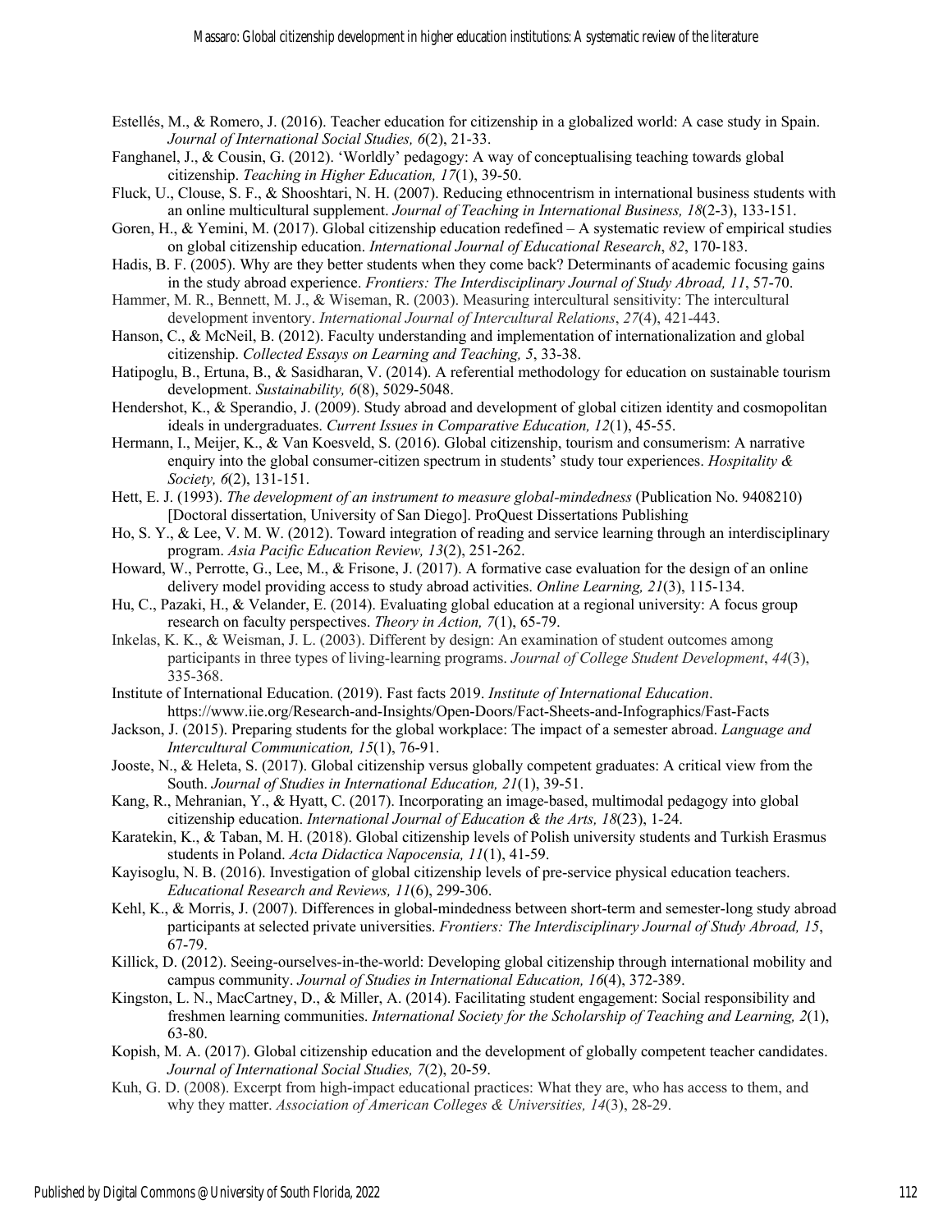Estellés, M., & Romero, J. (2016). Teacher education for citizenship in a globalized world: A case study in Spain. *Journal of International Social Studies, 6*(2), 21-33.

Fanghanel, J., & Cousin, G. (2012). 'Worldly' pedagogy: A way of conceptualising teaching towards global citizenship. *Teaching in Higher Education, 17*(1), 39-50.

Fluck, U., Clouse, S. F., & Shooshtari, N. H. (2007). Reducing ethnocentrism in international business students with an online multicultural supplement. *Journal of Teaching in International Business, 18*(2-3), 133-151.

Goren, H., & Yemini, M. (2017). Global citizenship education redefined – A systematic review of empirical studies on global citizenship education. *International Journal of Educational Research*, *82*, 170-183.

Hadis, B. F. (2005). Why are they better students when they come back? Determinants of academic focusing gains in the study abroad experience. *Frontiers: The Interdisciplinary Journal of Study Abroad, 11*, 57-70.

Hammer, M. R., Bennett, M. J., & Wiseman, R. (2003). Measuring intercultural sensitivity: The intercultural development inventory. *International Journal of Intercultural Relations*, *27*(4), 421-443.

Hanson, C., & McNeil, B. (2012). Faculty understanding and implementation of internationalization and global citizenship. *Collected Essays on Learning and Teaching, 5*, 33-38.

Hatipoglu, B., Ertuna, B., & Sasidharan, V. (2014). A referential methodology for education on sustainable tourism development. *Sustainability, 6*(8), 5029-5048.

Hendershot, K., & Sperandio, J. (2009). Study abroad and development of global citizen identity and cosmopolitan ideals in undergraduates. *Current Issues in Comparative Education, 12*(1), 45-55.

Hermann, I., Meijer, K., & Van Koesveld, S. (2016). Global citizenship, tourism and consumerism: A narrative enquiry into the global consumer-citizen spectrum in students' study tour experiences. *Hospitality & Society, 6*(2), 131-151.

Hett, E. J. (1993). *The development of an instrument to measure global-mindedness* (Publication No. 9408210) [Doctoral dissertation, University of San Diego]. ProQuest Dissertations Publishing

Ho, S. Y., & Lee, V. M. W. (2012). Toward integration of reading and service learning through an interdisciplinary program. *Asia Pacific Education Review, 13*(2), 251-262.

Howard, W., Perrotte, G., Lee, M., & Frisone, J. (2017). A formative case evaluation for the design of an online delivery model providing access to study abroad activities. *Online Learning, 21*(3), 115-134.

Hu, C., Pazaki, H., & Velander, E. (2014). Evaluating global education at a regional university: A focus group research on faculty perspectives. *Theory in Action, 7*(1), 65-79.

Inkelas, K. K., & Weisman, J. L. (2003). Different by design: An examination of student outcomes among participants in three types of living-learning programs. *Journal of College Student Development*, *44*(3), 335-368.

Institute of International Education. (2019). Fast facts 2019. *Institute of International Education*. https://www.iie.org/Research-and-Insights/Open-Doors/Fact-Sheets-and-Infographics/Fast-Facts

Jackson, J. (2015). Preparing students for the global workplace: The impact of a semester abroad. *Language and Intercultural Communication, 15*(1), 76-91.

Jooste, N., & Heleta, S. (2017). Global citizenship versus globally competent graduates: A critical view from the South. *Journal of Studies in International Education, 21*(1), 39-51.

Kang, R., Mehranian, Y., & Hyatt, C. (2017). Incorporating an image-based, multimodal pedagogy into global citizenship education. *International Journal of Education & the Arts, 18*(23), 1-24.

Karatekin, K., & Taban, M. H. (2018). Global citizenship levels of Polish university students and Turkish Erasmus students in Poland. *Acta Didactica Napocensia, 11*(1), 41-59.

Kayisoglu, N. B. (2016). Investigation of global citizenship levels of pre-service physical education teachers. *Educational Research and Reviews, 11*(6), 299-306.

Kehl, K., & Morris, J. (2007). Differences in global-mindedness between short-term and semester-long study abroad participants at selected private universities. *Frontiers: The Interdisciplinary Journal of Study Abroad, 15*, 67-79.

Killick, D. (2012). Seeing-ourselves-in-the-world: Developing global citizenship through international mobility and campus community. *Journal of Studies in International Education, 16*(4), 372-389.

Kingston, L. N., MacCartney, D., & Miller, A. (2014). Facilitating student engagement: Social responsibility and freshmen learning communities. *International Society for the Scholarship of Teaching and Learning, 2*(1), 63-80.

Kopish, M. A. (2017). Global citizenship education and the development of globally competent teacher candidates. *Journal of International Social Studies, 7*(2), 20-59.

Kuh, G. D. (2008). Excerpt from high-impact educational practices: What they are, who has access to them, and why they matter. *Association of American Colleges & Universities, 14*(3), 28-29.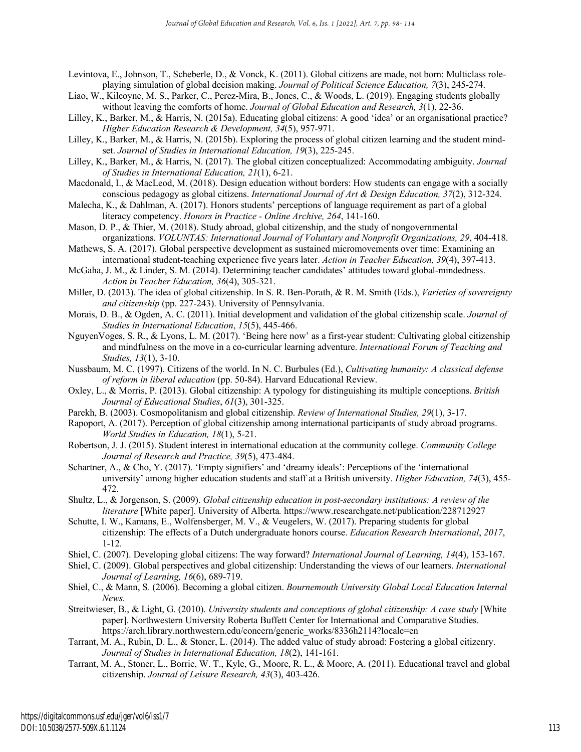Levintova, E., Johnson, T., Scheberle, D., & Vonck, K. (2011). Global citizens are made, not born: Multiclass role-playing simulation of global decision making. *Journal of Political Science Education, 7*(3), 245-274.

Liao, W., Kilcoyne, M. S., Parker, C., Perez-Mira, B., Jones, C., & Woods, L. (2019). Engaging students globally without leaving the comforts of home. *Journal of Global Education and Research, 3*(1), 22-36.

Lilley, K., Barker, M., & Harris, N. (2015a). Educating global citizens: A good 'idea' or an organisational practice? *Higher Education Research & Development, 34*(5), 957-971.

Lilley, K., Barker, M., & Harris, N. (2015b). Exploring the process of global citizen learning and the student mind-set. *Journal of Studies in International Education, 19*(3), 225-245.

Lilley, K., Barker, M., & Harris, N. (2017). The global citizen conceptualized: Accommodating ambiguity. *Journal of Studies in International Education, 21*(1), 6-21.

Macdonald, I., & MacLeod, M. (2018). Design education without borders: How students can engage with a socially conscious pedagogy as global citizens. *International Journal of Art & Design Education, 37*(2), 312-324.

Malecha, K., & Dahlman, A. (2017). Honors students' perceptions of language requirement as part of a global literacy competency. *Honors in Practice - Online Archive, 264*, 141-160.

Mason, D. P., & Thier, M. (2018). Study abroad, global citizenship, and the study of nongovernmental organizations. *VOLUNTAS: International Journal of Voluntary and Nonprofit Organizations, 29*, 404-418.

Mathews, S. A. (2017). Global perspective development as sustained micromovements over time: Examining an international student-teaching experience five years later. *Action in Teacher Education, 39*(4), 397-413.

McGaha, J. M., & Linder, S. M. (2014). Determining teacher candidates' attitudes toward global-mindedness. *Action in Teacher Education, 36*(4), 305-321.

Miller, D. (2013). The idea of global citizenship. In S. R. Ben-Porath, & R. M. Smith (Eds.), *Varieties of sovereignty and citizenship* (pp. 227-243). University of Pennsylvania.

Morais, D. B., & Ogden, A. C. (2011). Initial development and validation of the global citizenship scale. *Journal of Studies in International Education*, *15*(5), 445-466.

NguyenVoges, S. R., & Lyons, L. M. (2017). 'Being here now' as a first-year student: Cultivating global citizenship and mindfulness on the move in a co-curricular learning adventure. *International Forum of Teaching and Studies, 13*(1), 3-10.

Nussbaum, M. C. (1997). Citizens of the world. In N. C. Burbules (Ed.), *Cultivating humanity: A classical defense of reform in liberal education* (pp. 50-84). Harvard Educational Review.

Oxley, L., & Morris, P. (2013). Global citizenship: A typology for distinguishing its multiple conceptions. *British Journal of Educational Studies*, *61*(3), 301-325.

Parekh, B. (2003). Cosmopolitanism and global citizenship. *Review of International Studies, 29*(1), 3-17.

Rapoport, A. (2017). Perception of global citizenship among international participants of study abroad programs. *World Studies in Education, 18*(1), 5-21.

Robertson, J. J. (2015). Student interest in international education at the community college. *Community College Journal of Research and Practice, 39*(5), 473-484.

Schartner, A., & Cho, Y. (2017). 'Empty signifiers' and 'dreamy ideals': Perceptions of the 'international university' among higher education students and staff at a British university. *Higher Education, 74*(3), 455-472.

Shultz, L., & Jorgenson, S. (2009). *Global citizenship education in post-secondary institutions: A review of the literature* [White paper]. University of Alberta*.* https://www.researchgate.net/publication/228712927

Schutte, I. W., Kamans, E., Wolfensberger, M. V., & Veugelers, W. (2017). Preparing students for global citizenship: The effects of a Dutch undergraduate honors course. *Education Research International*, *2017*, 1-12.

Shiel, C. (2007). Developing global citizens: The way forward? *International Journal of Learning, 14*(4), 153-167.

Shiel, C. (2009). Global perspectives and global citizenship: Understanding the views of our learners. *International Journal of Learning, 16*(6), 689-719.

Shiel, C., & Mann, S. (2006). Becoming a global citizen. *Bournemouth University Global Local Education Internal News.*

Streitwieser, B., & Light, G. (2010). *University students and conceptions of global citizenship: A case study* [White paper]. Northwestern University Roberta Buffett Center for International and Comparative Studies. https://arch.library.northwestern.edu/concern/generic_works/8336h2114?locale=en

Tarrant, M. A., Rubin, D. L., & Stoner, L. (2014). The added value of study abroad: Fostering a global citizenry. *Journal of Studies in International Education, 18*(2), 141-161.

Tarrant, M. A., Stoner, L., Borrie, W. T., Kyle, G., Moore, R. L., & Moore, A. (2011). Educational travel and global citizenship. *Journal of Leisure Research, 43*(3), 403-426.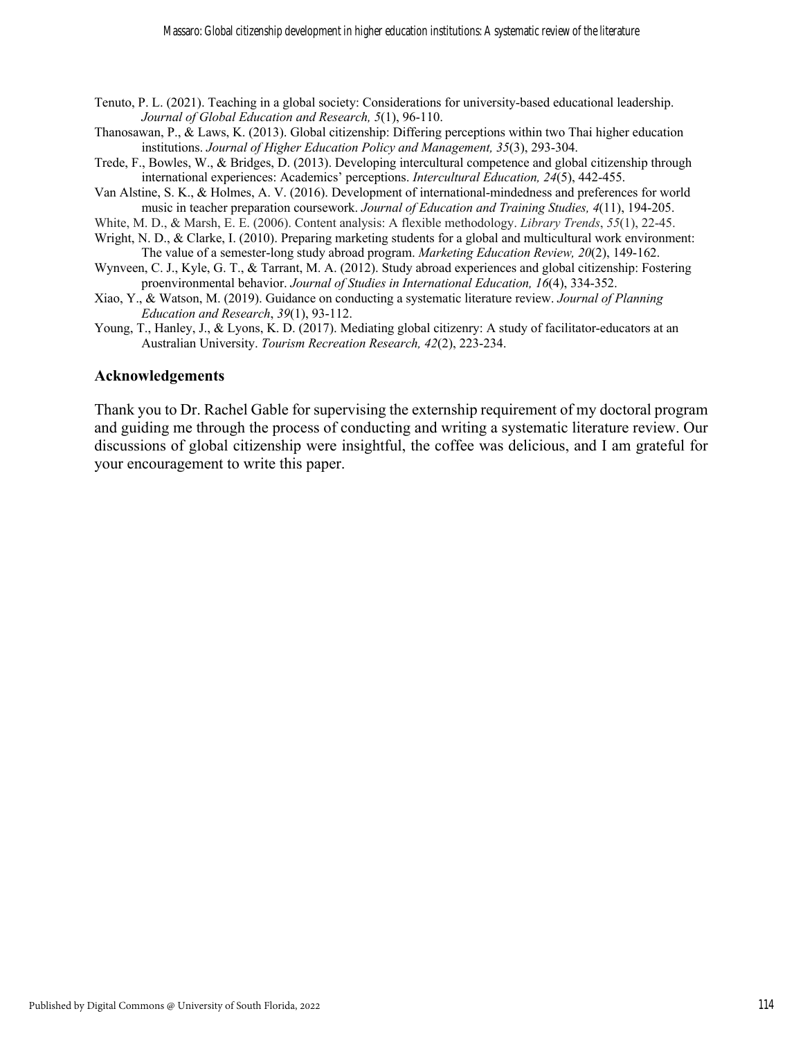Tenuto, P. L. (2021). Teaching in a global society: Considerations for university-based educational leadership. *Journal of Global Education and Research, 5*(1), 96-110.

Thanosawan, P., & Laws, K. (2013). Global citizenship: Differing perceptions within two Thai higher education institutions. *Journal of Higher Education Policy and Management, 35*(3), 293-304.

Trede, F., Bowles, W., & Bridges, D. (2013). Developing intercultural competence and global citizenship through international experiences: Academics' perceptions. *Intercultural Education, 24*(5), 442-455.

Van Alstine, S. K., & Holmes, A. V. (2016). Development of international-mindedness and preferences for world music in teacher preparation coursework. *Journal of Education and Training Studies, 4*(11), 194-205.

White, M. D., & Marsh, E. E. (2006). Content analysis: A flexible methodology. *Library Trends*, *55*(1), 22-45.

Wright, N. D., & Clarke, I. (2010). Preparing marketing students for a global and multicultural work environment: The value of a semester-long study abroad program. *Marketing Education Review, 20*(2), 149-162.

Wynveen, C. J., Kyle, G. T., & Tarrant, M. A. (2012). Study abroad experiences and global citizenship: Fostering proenvironmental behavior. *Journal of Studies in International Education, 16*(4), 334-352.

Xiao, Y., & Watson, M. (2019). Guidance on conducting a systematic literature review. *Journal of Planning Education and Research*, *39*(1), 93-112.

Young, T., Hanley, J., & Lyons, K. D. (2017). Mediating global citizenry: A study of facilitator-educators at an Australian University. *Tourism Recreation Research, 42*(2), 223-234.

## Acknowledgements

Thank you to Dr. Rachel Gable for supervising the externship requirement of my doctoral program and guiding me through the process of conducting and writing a systematic literature review. Our discussions of global citizenship were insightful, the coffee was delicious, and I am grateful for your encouragement to write this paper.